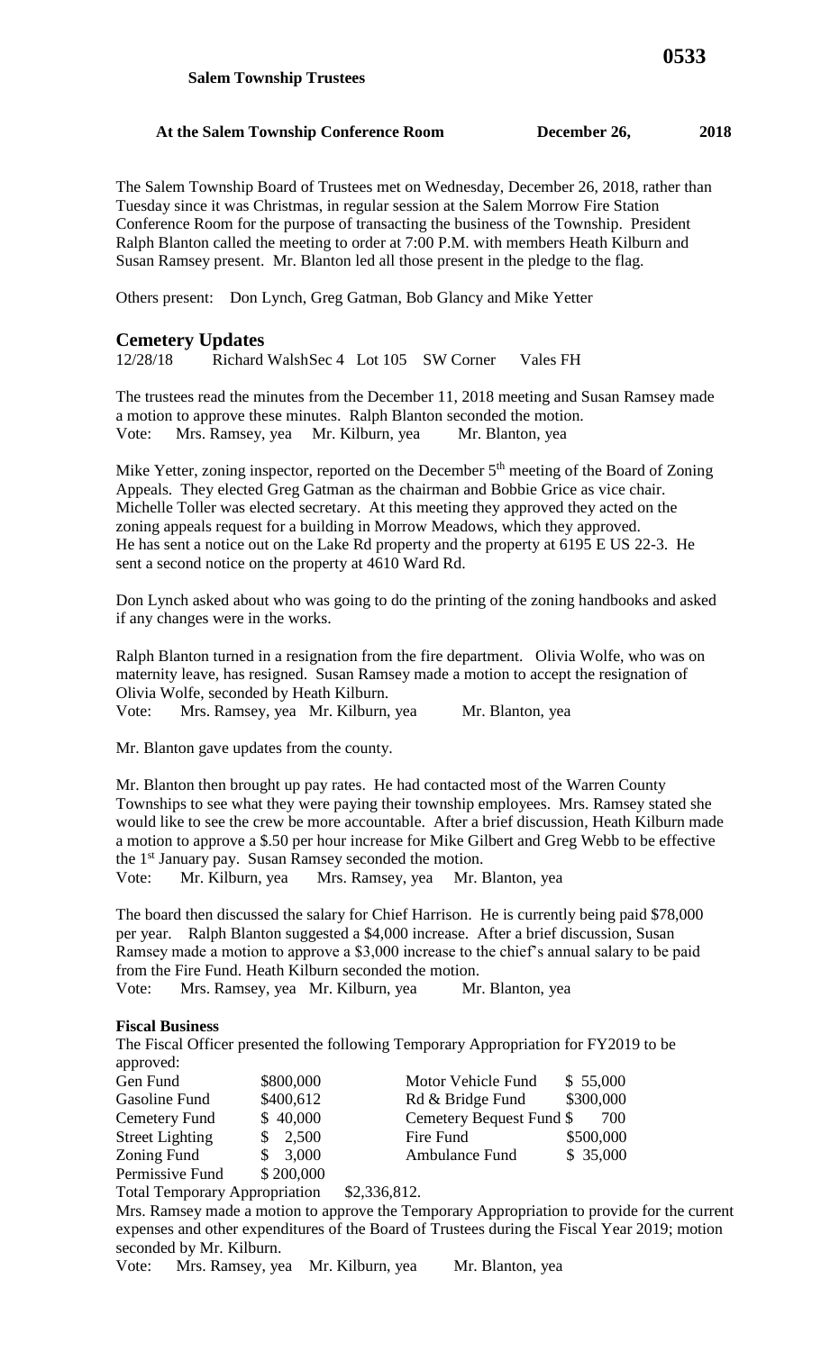**Salem Township Trustees**

**At the Salem Township Conference Room December 26, 2018**

The Salem Township Board of Trustees met on Wednesday, December 26, 2018, rather than Tuesday since it was Christmas, in regular session at the Salem Morrow Fire Station Conference Room for the purpose of transacting the business of the Township. President Ralph Blanton called the meeting to order at 7:00 P.M. with members Heath Kilburn and Susan Ramsey present. Mr. Blanton led all those present in the pledge to the flag.

Others present: Don Lynch, Greg Gatman, Bob Glancy and Mike Yetter

## Cemetery Updates

12/28/18 Richard WalshSec 4 Lot 105 SW Corner Vales FH

The trustees read the minutes from the December 11, 2018 meeting and Susan Ramsey made a motion to approve these minutes. Ralph Blanton seconded the motion.
Vote: Mrs. Ramsey, yea Mr. Kilburn, yea Mr. Blanton, yea

Mike Yetter, zoning inspector, reported on the December 5th meeting of the Board of Zoning Appeals. They elected Greg Gatman as the chairman and Bobbie Grice as vice chair. Michelle Toller was elected secretary. At this meeting they approved they acted on the zoning appeals request for a building in Morrow Meadows, which they approved. He has sent a notice out on the Lake Rd property and the property at 6195 E US 22-3. He sent a second notice on the property at 4610 Ward Rd.

Don Lynch asked about who was going to do the printing of the zoning handbooks and asked if any changes were in the works.

Ralph Blanton turned in a resignation from the fire department. Olivia Wolfe, who was on maternity leave, has resigned. Susan Ramsey made a motion to accept the resignation of Olivia Wolfe, seconded by Heath Kilburn.
Vote: Mrs. Ramsey, yea Mr. Kilburn, yea Mr. Blanton, yea

Mr. Blanton gave updates from the county.

Mr. Blanton then brought up pay rates. He had contacted most of the Warren County Townships to see what they were paying their township employees. Mrs. Ramsey stated she would like to see the crew be more accountable. After a brief discussion, Heath Kilburn made a motion to approve a $.50 per hour increase for Mike Gilbert and Greg Webb to be effective the 1st January pay. Susan Ramsey seconded the motion.
Vote: Mr. Kilburn, yea Mrs. Ramsey, yea Mr. Blanton, yea

The board then discussed the salary for Chief Harrison. He is currently being paid $78,000 per year. Ralph Blanton suggested a $4,000 increase. After a brief discussion, Susan Ramsey made a motion to approve a $3,000 increase to the chief's annual salary to be paid from the Fire Fund. Heath Kilburn seconded the motion.
Vote: Mrs. Ramsey, yea Mr. Kilburn, yea Mr. Blanton, yea

**Fiscal Business**

The Fiscal Officer presented the following Temporary Appropriation for FY2019 to be approved:

| Fund | Amount | Fund | Amount |
|---|---|---|---|
| Gen Fund | $800,000 | Motor Vehicle Fund | $ 55,000 |
| Gasoline Fund | $400,612 | Rd & Bridge Fund | $300,000 |
| Cemetery Fund | $ 40,000 | Cemetery Bequest Fund | $ 700 |
| Street Lighting | $ 2,500 | Fire Fund | $500,000 |
| Zoning Fund | $ 3,000 | Ambulance Fund | $ 35,000 |
| Permissive Fund | $ 200,000 | | |

Total Temporary Appropriation $2,336,812.

Mrs. Ramsey made a motion to approve the Temporary Appropriation to provide for the current expenses and other expenditures of the Board of Trustees during the Fiscal Year 2019; motion seconded by Mr. Kilburn.
Vote: Mrs. Ramsey, yea Mr. Kilburn, yea Mr. Blanton, yea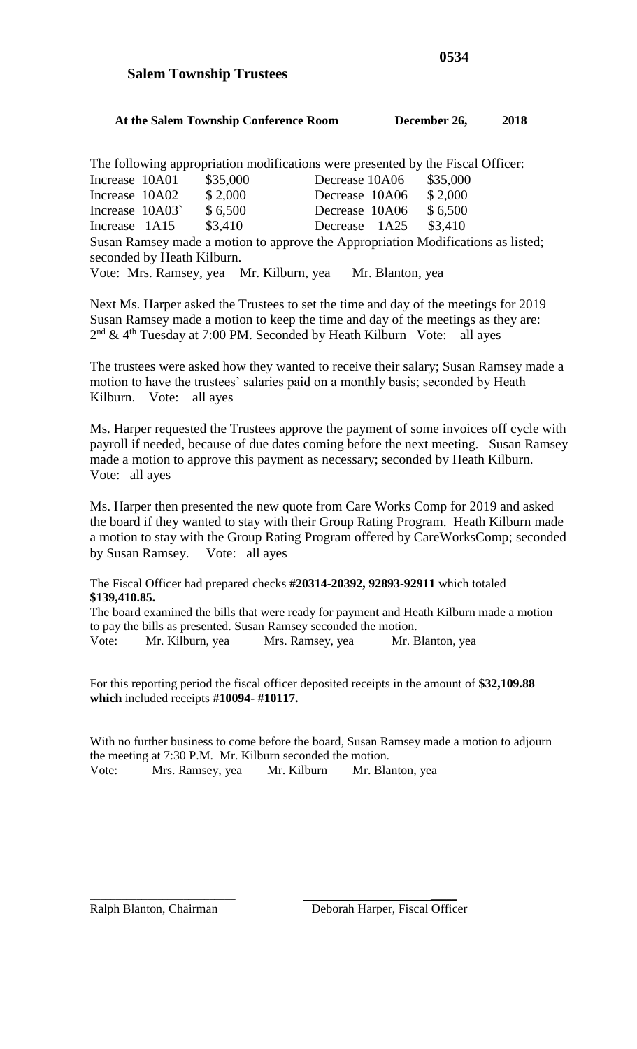**Salem Township Trustees**

**At the Salem Township Conference Room December 26, 2018**

The following appropriation modifications were presented by the Fiscal Officer:

| | | | | | |
|---|---|---|---|---|---|
| Increase | 10A01 | \$35,000 | Decrease | 10A06 | \$35,000 |
| Increase | 10A02 | \$ 2,000 | Decrease | 10A06 | \$ 2,000 |
| Increase | 10A03` | \$ 6,500 | Decrease | 10A06 | \$ 6,500 |
| Increase | 1A15 | \$3,410 | Decrease | 1A25 | \$3,410 |

Susan Ramsey made a motion to approve the Appropriation Modifications as listed; seconded by Heath Kilburn.

Vote: Mrs. Ramsey, yea Mr. Kilburn, yea Mr. Blanton, yea

Next Ms. Harper asked the Trustees to set the time and day of the meetings for 2019 Susan Ramsey made a motion to keep the time and day of the meetings as they are: 2nd & 4th Tuesday at 7:00 PM. Seconded by Heath Kilburn Vote: all ayes

The trustees were asked how they wanted to receive their salary; Susan Ramsey made a motion to have the trustees' salaries paid on a monthly basis; seconded by Heath Kilburn. Vote: all ayes

Ms. Harper requested the Trustees approve the payment of some invoices off cycle with payroll if needed, because of due dates coming before the next meeting. Susan Ramsey made a motion to approve this payment as necessary; seconded by Heath Kilburn. Vote: all ayes

Ms. Harper then presented the new quote from Care Works Comp for 2019 and asked the board if they wanted to stay with their Group Rating Program. Heath Kilburn made a motion to stay with the Group Rating Program offered by CareWorksComp; seconded by Susan Ramsey. Vote: all ayes

The Fiscal Officer had prepared checks **#20314-20392, 92893-92911** which totaled **\$139,410.85.**

The board examined the bills that were ready for payment and Heath Kilburn made a motion to pay the bills as presented. Susan Ramsey seconded the motion.

Vote: Mr. Kilburn, yea Mrs. Ramsey, yea Mr. Blanton, yea

For this reporting period the fiscal officer deposited receipts in the amount of **\$32,109.88 which** included receipts **#10094- #10117.**

With no further business to come before the board, Susan Ramsey made a motion to adjourn the meeting at 7:30 P.M. Mr. Kilburn seconded the motion.

Vote: Mrs. Ramsey, yea Mr. Kilburn Mr. Blanton, yea

Ralph Blanton, Chairman

Deborah Harper, Fiscal Officer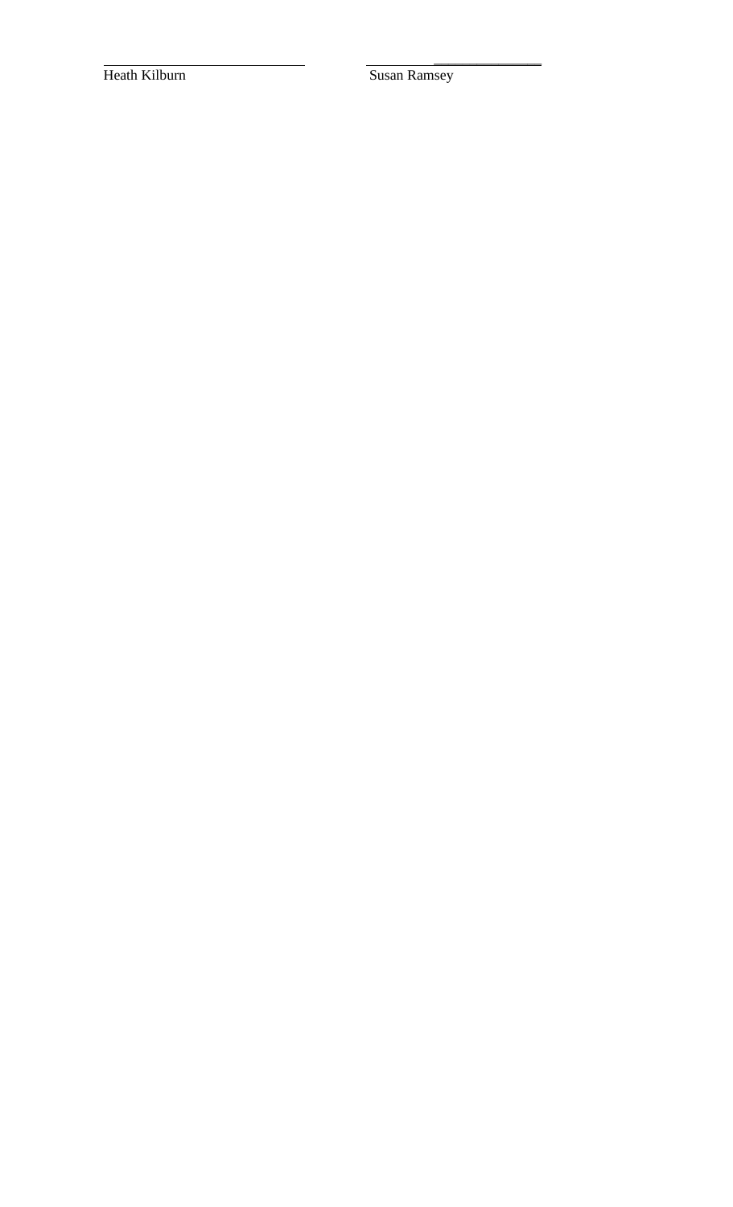\_\_\_\_\_\_\_\_\_\_\_\_\_\_\_\_\_\_\_\_\_\_\_\_\_\_\_\_ \_\_\_\_\_\_\_\_\_\_\_\_\_\_\_\_\_\_\_\_\_\_\_\_\_\_\_\_

Heath Kilburn Susan Ramsey